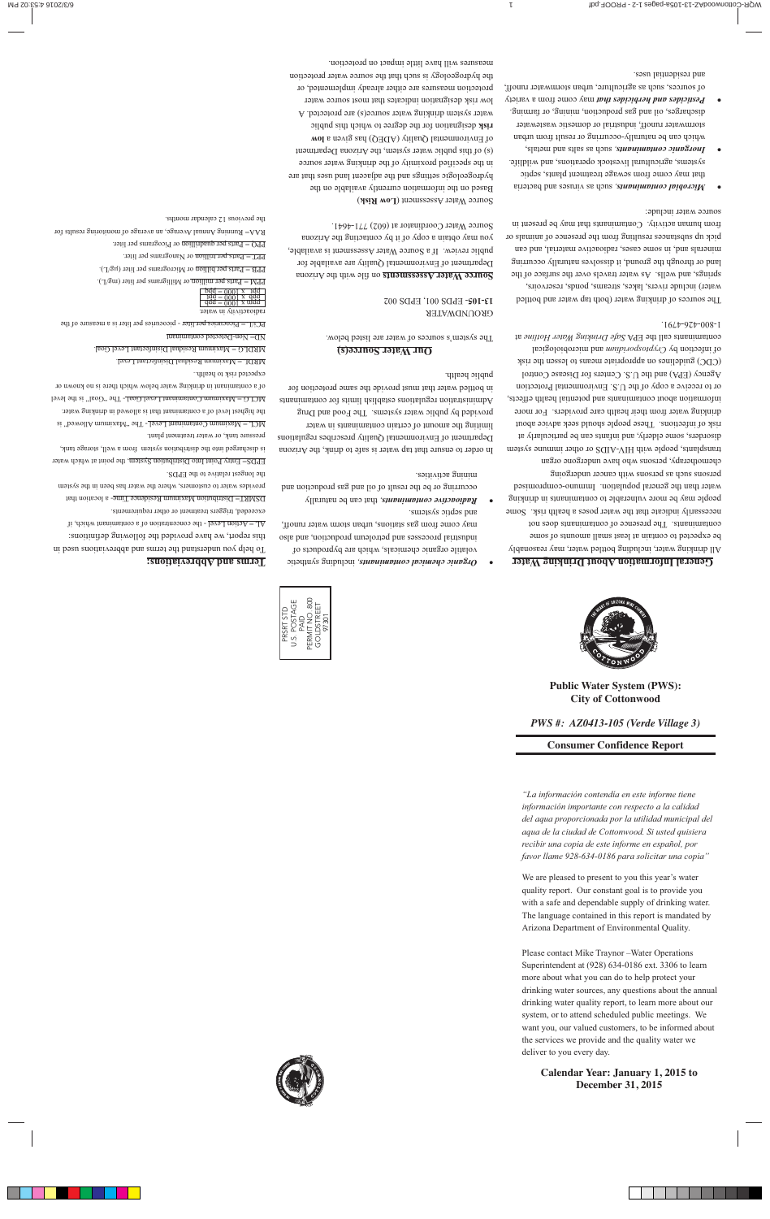## Terms and Abbreviations:

To help you understand the terms and abbreviations used in this report, we have provided the following definitions:

AL – Action Level - the concentration of a contaminant which, if exceeded, triggers treatment or other requirements.

DSMRT – Distribution Maximum Residence Time - a location that provides water to customers, where the water has been in the system the longest relative to the EPDS.

EPDS – Entry Point Into Distribution System, the point at which water is discharged into the distribution system from a well, storage tank, pressure tank, or water treatment plant.

MCL – Maximum Contaminant Level - The "Maximum Allowed" is the highest level of a contaminant that is allowed in drinking water.

MCLG – Maximum Contaminant Level Goal - The "Goal" is the level of a contaminant in drinking water below which there is no known or expected risk to health.

MRDL – Maximum Residual Disinfectant Level

MRDLG – Maximum Residual Disinfectant Level Goal

ND – Non-Detected contaminant

PCi/L – Picocuries per liter - picocuries per liter is a measure of the radioactivity in water.

| |
|---|
| ppm x 1000 = ppb |
| ppb x 1000 = ppt |
| ppt x 1000 = ppq |

PPM – Parts per million or Milligrams per liter (mg/L).

PPB – Parts per billion or Micrograms per liter (µg/L).

PPT – Parts per trillion or Nanograms per liter.

PPQ – Parts per quadrillion or Picograms per liter.

RAA – Running Annual Average, an average of monitoring results for the previous 12 calendar months.

## General Information About Drinking Water

All drinking water, including bottled water, may reasonably be expected to contain at least small amounts of some contaminants. The presence of contaminants does not necessarily indicate that the water poses a health risk. Some people may be more vulnerable to contaminants in drinking water than the general population. Immuno-compromised persons such as persons with cancer undergoing chemotherapy, persons who have undergone organ transplants, people with HIV-AIDS or other immune system disorders, some elderly, and infants can be particularly at risk of infections. These people should seek advice about drinking water from their health care providers. For more information about contaminants and potential health effects, or to receive a copy of the U.S. Environmental Protection Agency (EPA) and the U.S. Centers for Disease Control (CDC) guidelines on appropriate means to lessen the risk of infection by *Cryptosporidium* and microbiological contaminants call the EPA *Safe Drinking Water Hotline* at 1-800-426-4791.

The sources of drinking water (both tap water and bottled water) include rivers, lakes, streams, ponds, reservoirs, springs, and wells. As water travels over the surface of the land or through the ground, it dissolves naturally occurring minerals and, in some cases, radioactive material, and can pick up substances resulting from the presence of animals or from human activity. Contaminants that may be present in source water include:

- ***Microbial contaminants***, such as viruses and bacteria that may come from sewage treatment plants, septic systems, agricultural livestock operations, and wildlife.
- ***Inorganic contaminants***, such as salts and metals, which can be naturally-occurring or result from urban stormwater runoff, industrial or domestic wastewater discharges, oil and gas production, mining, or farming.
- ***Pesticides and herbicides that*** may come from a variety of sources, such as agriculture, urban stormwater runoff, and residential uses.
- ***Organic chemical contaminants***, including synthetic volatile organic chemicals, which are byproducts of industrial processes and petroleum production, and also may come from gas stations, urban storm water runoff, and septic systems.
- ***Radioactive contaminants***, that can be naturally occurring or be the result of oil and gas production and mining activities.

In order to ensure that tap water is safe to drink, the Arizona Department of Environmental Quality prescribes regulations limiting the amount of certain contaminants in water provided by public water systems. The Food and Drug Administration regulations establish limits for contaminants in bottled water that must provide the same protection for public health.

## Our Water Source(s)

The system's sources of water are listed below.

GROUNDWATER

**13-105** – EPDS 001, EPDS 002

**Source Water Assessments** on file with the Arizona Department of Environmental Quality are available for public review. If a Source Water Assessment is available, you may obtain a copy of it by contacting the Arizona Source Water Coordinator at (602) 771-4641.

Source Water Assessment (**Low Risk**)

Based on the information currently available on the hydrogeologic settings and the adjacent land uses that are in the specified proximity of the drinking water source (s) of this public water system, the Arizona Department of Environmental Quality (ADEQ) has given a **low risk** designation for the degree to which this public water system drinking water source(s) are protected. A low risk designation indicates that most source water protection measures are either already implemented, or the hydrogeology is such that the source water protection measures will have little impact on protection.

PRSRT STD
U.S. POSTAGE
PAID
PERMIT NO. 800
GOLDSTREET
97301

**Public Water System (PWS): City of Cottonwood**

***PWS #: AZ0413-105 (Verde Village 3)***

**Consumer Confidence Report**

*"La información contendía en este informe tiene información importante con respecto a la calidad del agua proporcionada por la utilidad municipal del agua de la ciudad de Cottonwood. Si usted quisiera recibir una copia de este informe en español, por favor llame 928-634-0186 para solicitar una copia"*

We are pleased to present to you this year's water quality report. Our constant goal is to provide you with a safe and dependable supply of drinking water. The language contained in this report is mandated by Arizona Department of Environmental Quality.

Please contact Mike Traynor –Water Operations Superintendent at (928) 634-0186 ext. 3306 to learn more about what you can do to help protect your drinking water sources, any questions about the annual drinking water quality report, to learn more about our system, or to attend scheduled public meetings. We want you, our valued customers, to be informed about the services we provide and the quality water we deliver to you every day.

**Calendar Year: January 1, 2015 to December 31, 2015**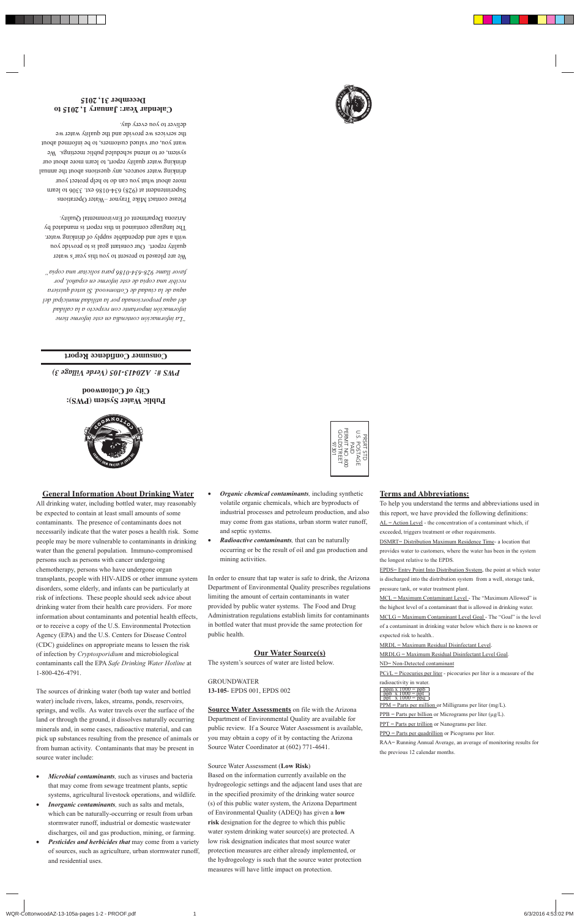Public Water System (PWS):

City of Cottonwood

*PWS #: AZ0413-105 (Verde Village 3)*

**Consumer Confidence Report**

*"La información contenida en este informe tiene información importante con respecto a la calidad del agua proporcionada por la utilidad municipal del agua de la ciudad de Cottonwood. Si usted quisiera recibir una copia de este informe en español, por favor llame 928-634-0186 para solicitar una copia"*

We are pleased to present to you this year's water quality report. Our constant goal is to provide you with a safe and dependable supply of drinking water. The language contained in this report is mandated by Arizona Department of Environmental Quality.

Please contact Mike Traynor – Water Operations Superintendent at (928) 634-0186 ext. 3306 to learn more about what you can do to help protect your drinking water sources, any questions about the annual drinking water quality report, to learn more about our system, or to attend scheduled public meetings. We want you, our valued customers, to be informed about the services we provide and the quality water we deliver to you every day.

**Calendar Year: January 1, 2015 to December 31, 2015**

PRSRT STD
U.S. POSTAGE
PAID
PERMIT NO. 800
GOLDSTREET
97301

## General Information About Drinking Water

All drinking water, including bottled water, may reasonably be expected to contain at least small amounts of some contaminants. The presence of contaminants does not necessarily indicate that the water poses a health risk. Some people may be more vulnerable to contaminants in drinking water than the general population. Immuno-compromised persons such as persons with cancer undergoing chemotherapy, persons who have undergone organ transplants, people with HIV-AIDS or other immune system disorders, some elderly, and infants can be particularly at risk of infections. These people should seek advice about drinking water from their health care providers. For more information about contaminants and potential health effects, or to receive a copy of the U.S. Environmental Protection Agency (EPA) and the U.S. Centers for Disease Control (CDC) guidelines on appropriate means to lessen the risk of infection by *Cryptosporidium* and microbiological contaminants call the EPA *Safe Drinking Water Hotline* at 1-800-426-4791.

The sources of drinking water (both tap water and bottled water) include rivers, lakes, streams, ponds, reservoirs, springs, and wells. As water travels over the surface of the land or through the ground, it dissolves naturally occurring minerals and, in some cases, radioactive material, and can pick up substances resulting from the presence of animals or from human activity. Contaminants that may be present in source water include:

- ***Microbial contaminants**,* such as viruses and bacteria that may come from sewage treatment plants, septic systems, agricultural livestock operations, and wildlife.
- ***Inorganic contaminants**,* such as salts and metals, which can be naturally-occurring or result from urban stormwater runoff, industrial or domestic wastewater discharges, oil and gas production, mining, or farming.
- ***Pesticides and herbicides that*** may come from a variety of sources, such as agriculture, urban stormwater runoff, and residential uses.
- ***Organic chemical contaminants**,* including synthetic volatile organic chemicals, which are byproducts of industrial processes and petroleum production, and also may come from gas stations, urban storm water runoff, and septic systems.
- ***Radioactive contaminants**,* that can be naturally occurring or be the result of oil and gas production and mining activities.

In order to ensure that tap water is safe to drink, the Arizona Department of Environmental Quality prescribes regulations limiting the amount of certain contaminants in water provided by public water systems. The Food and Drug Administration regulations establish limits for contaminants in bottled water that must provide the same protection for public health.

## Our Water Source(s)

The system's sources of water are listed below.

GROUNDWATER
**13-105**- EPDS 001, EPDS 002

**Source Water Assessments** on file with the Arizona Department of Environmental Quality are available for public review. If a Source Water Assessment is available, you may obtain a copy of it by contacting the Arizona Source Water Coordinator at (602) 771-4641.

Source Water Assessment (**Low Risk**)
Based on the information currently available on the hydrogeologic settings and the adjacent land uses that are in the specified proximity of the drinking water source (s) of this public water system, the Arizona Department of Environmental Quality (ADEQ) has given a **low risk** designation for the degree to which this public water system drinking water source(s) are protected. A low risk designation indicates that most source water protection measures are either already implemented, or the hydrogeology is such that the source water protection measures will have little impact on protection.

## Terms and Abbreviations:

To help you understand the terms and abbreviations used in this report, we have provided the following definitions:

AL = Action Level - the concentration of a contaminant which, if exceeded, triggers treatment or other requirements.

DSMRT= Distribution Maximum Residence Time- a location that provides water to customers, where the water has been in the system the longest relative to the EPDS.

EPDS= Entry Point Into Distribution System, the point at which water is discharged into the distribution system from a well, storage tank, pressure tank, or water treatment plant.

MCL = Maximum Contaminant Level - The "Maximum Allowed" is the highest level of a contaminant that is allowed in drinking water.

MCLG = Maximum Contaminant Level Goal - The "Goal" is the level of a contaminant in drinking water below which there is no known or expected risk to health..

MRDL = Maximum Residual Disinfectant Level.

MRDLG = Maximum Residual Disinfectant Level Goal.

ND= Non-Detected contaminant

PCi/L = Picocuries per liter - picocuries per liter is a measure of the radioactivity in water.

ppm x 1000 = ppb
ppb x 1000 = ppt
ppt x 1000 = ppq

PPM = Parts per million or Milligrams per liter (mg/L).

PPB = Parts per billion or Micrograms per liter (µg/L).

PPT = Parts per trillion or Nanograms per liter.

PPQ = Parts per quadrillion or Picograms per liter.

RAA= Running Annual Average, an average of monitoring results for the previous 12 calendar months.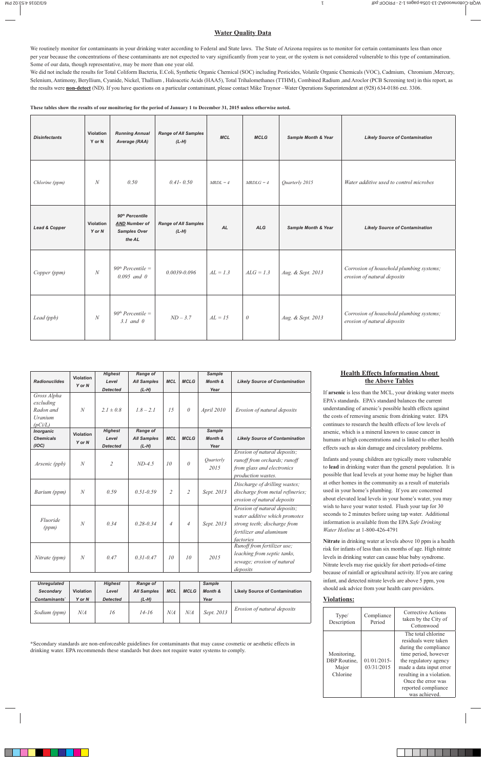## Water Quality Data

We routinely monitor for contaminants in your drinking water according to Federal and State laws. The State of Arizona requires us to monitor for certain contaminants less than once per year because the concentrations of these contaminants are not expected to vary significantly from year to year, or the system is not considered vulnerable to this type of contamination. Some of our data, though representative, may be more than one year old.

We did not include the results for Total Coliform Bacteria, E.Coli, Synthetic Organic Chemical (SOC) including Pesticides, Volatile Organic Chemicals (VOC), Cadmium, Chromium ,Mercury, Selenium, Antimony, Beryllium, Cyanide, Nickel, Thallium , Haloacetic Acids (HAA5), Total Trihalomethanes (TTHM), Combined Radium ,and Aroclor (PCB Screening test) in this report, as the results were **non-detect** (ND). If you have questions on a particular contaminant, please contact Mike Traynor –Water Operations Superintendent at (928) 634-0186 ext. 3306.

**These tables show the results of our monitoring for the period of January 1 to December 31, 2015 unless otherwise noted.**

| Disinfectants | Violation Y or N | Running Annual Average (RAA) | Range of All Samples (L-H) | MCL | MCLG | Sample Month & Year | Likely Source of Contamination |
|---|---|---|---|---|---|---|---|
| *Chlorine (ppm)* | *N* | *0.50* | *0.41- 0.50* | *MRDL = 4* | *MRDLG = 4* | *Quarterly 2015* | *Water additive used to control microbes* |
| **Lead & Copper** | **Violation Y or N** | **90th Percentile AND Number of Samples Over the AL** | **Range of All Samples (L-H)** | **AL** | **ALG** | **Sample Month & Year** | **Likely Source of Contamination** |
| *Copper (ppm)* | *N* | *90th Percentile = 0.095 and 0* | *0.0039-0.096* | *AL = 1.3* | *ALG = 1.3* | *Aug. & Sept. 2013* | *Corrosion of household plumbing systems; erosion of natural deposits* |
| *Lead (ppb)* | *N* | *90th Percentile = 3.1 and 0* | *ND – 3.7* | *AL = 15* | *0* | *Aug. & Sept. 2013* | *Corrosion of household plumbing systems; erosion of natural deposits* |

| Radionuclides | Violation Y or N | Highest Level Detected | Range of All Samples (L-H) | MCL | MCLG | Sample Month & Year | Likely Source of Contamination |
|---|---|---|---|---|---|---|---|
| *Gross Alpha excluding Radon and Uranium (pCi/L)* | *N* | *2.1 ± 0.8* | *1.8 – 2.1* | *15* | *0* | *April 2010* | *Erosion of natural deposits* |
| **Inorganic Chemicals (IOC)** | **Violation Y or N** | **Highest Level Detected** | **Range of All Samples (L-H)** | **MCL** | **MCLG** | **Sample Month & Year** | **Likely Source of Contamination** |
| *Arsenic (ppb)* | *N* | *2* | *ND-4.5* | *10* | *0* | *Quarterly 2015* | *Erosion of natural deposits; runoff from orchards; runoff from glass and electronics production wastes.* |
| *Barium (ppm)* | *N* | *0.59* | *0.51-0.59* | *2* | *2* | *Sept. 2013* | *Discharge of drilling wastes; discharge from metal refineries; erosion of natural deposits* |
| *Fluoride (ppm)* | *N* | *0.34* | *0.28-0.34* | *4* | *4* | *Sept. 2013* | *Erosion of natural deposits; water additive which promotes strong teeth; discharge from fertilizer and aluminum factories* |
| *Nitrate (ppm)* | *N* | *0.47* | *0.31-0.47* | *10* | *10* | *2015* | *Runoff from fertilizer use; leaching from septic tanks, sewage; erosion of natural deposits* |

| Unregulated Secondary Contaminants* | Violation Y or N | Highest Level Detected | Range of All Samples (L-H) | MCL | MCLG | Sample Month & Year | Likely Source of Contamination |
|---|---|---|---|---|---|---|---|
| *Sodium (ppm)* | *N/A* | *16* | *14-16* | *N/A* | *N/A* | *Sept. 2013* | *Erosion of natural deposits* |

*Secondary standards are non-enforceable guidelines for contaminants that may cause cosmetic or aesthetic effects in drinking water. EPA recommends these standards but does not require water systems to comply.

## Health Effects Information About the Above Tables

If **arsenic** is less than the MCL, your drinking water meets EPA's standards. EPA's standard balances the current understanding of arsenic's possible health effects against the costs of removing arsenic from drinking water. EPA continues to research the health effects of low levels of arsenic, which is a mineral known to cause cancer in humans at high concentrations and is linked to other health effects such as skin damage and circulatory problems.

Infants and young children are typically more vulnerable to **lead** in drinking water than the general population. It is possible that lead levels at your home may be higher than at other homes in the community as a result of materials used in your home's plumbing. If you are concerned about elevated lead levels in your home's water, you may wish to have your water tested. Flush your tap for 30 seconds to 2 minutes before using tap water. Additional information is available from the EPA *Safe Drinking Water Hotline* at 1-800-426-4791

**Nitrate** in drinking water at levels above 10 ppm is a health risk for infants of less than six months of age. High nitrate levels in drinking water can cause blue baby syndrome. Nitrate levels may rise quickly for short periods-of-time because of rainfall or agricultural activity. If you are caring infant, and detected nitrate levels are above 5 ppm, you should ask advice from your health care providers.

## Violations:

| Type/ Description | Compliance Period | Corrective Actions taken by the City of Cottonwood |
|---|---|---|
| Monitoring, DBP Routine, Major Chlorine | 01/01/2015-03/31/2015 | The total chlorine residuals were taken during the compliance time period, however the regulatory agency made a data input error resulting in a violation. Once the error was reported compliance was achieved. |